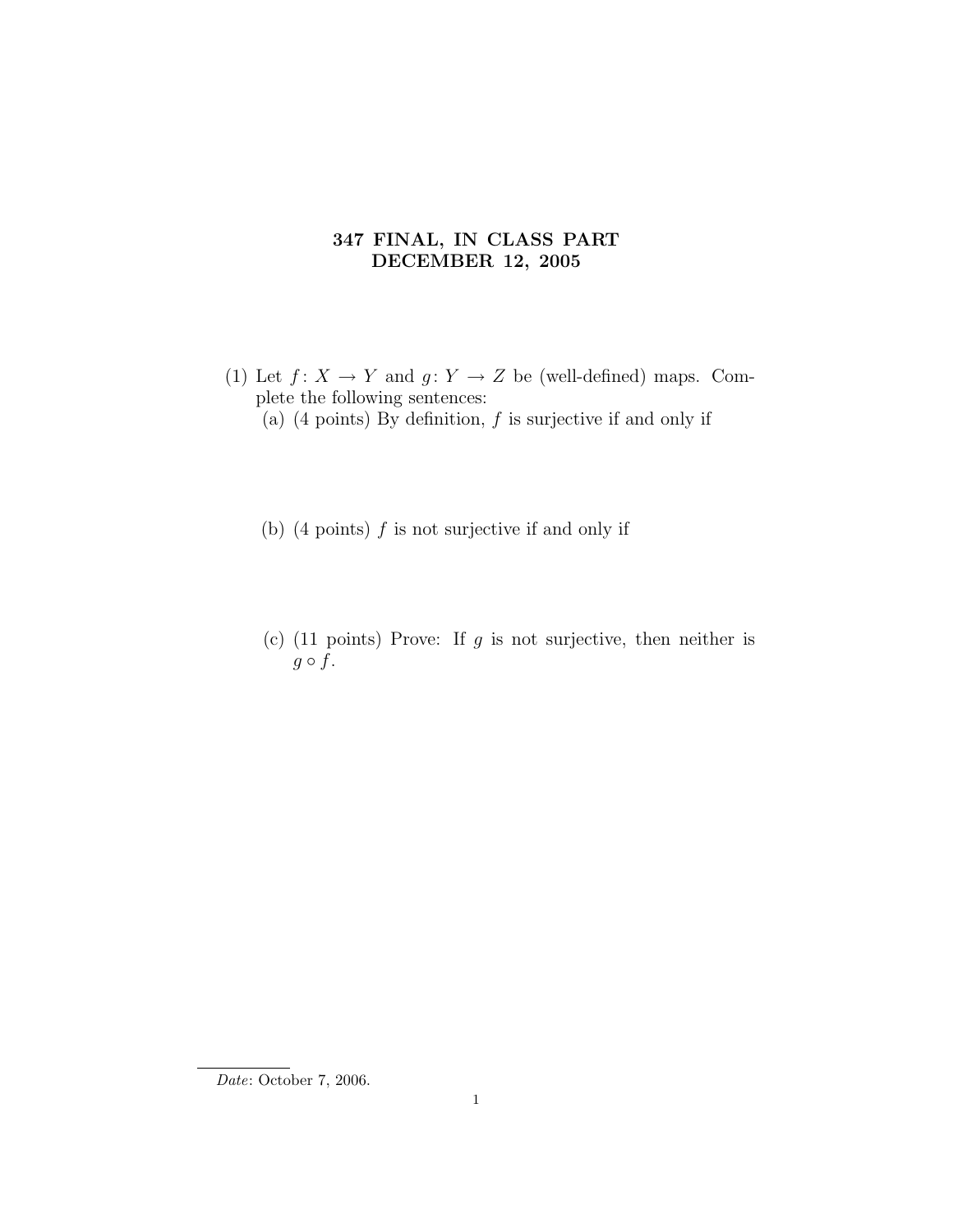# 347 FINAL, IN CLASS PART
# DECEMBER 12, 2005

(1) Let $f\colon X \to Y$ and $g\colon Y \to Z$ be (well-defined) maps. Complete the following sentences:

(a) (4 points) By definition, $f$ is surjective if and only if

(b) (4 points) $f$ is not surjective if and only if

(c) (11 points) Prove: If $g$ is not surjective, then neither is $g \circ f$.

*Date*: October 7, 2006.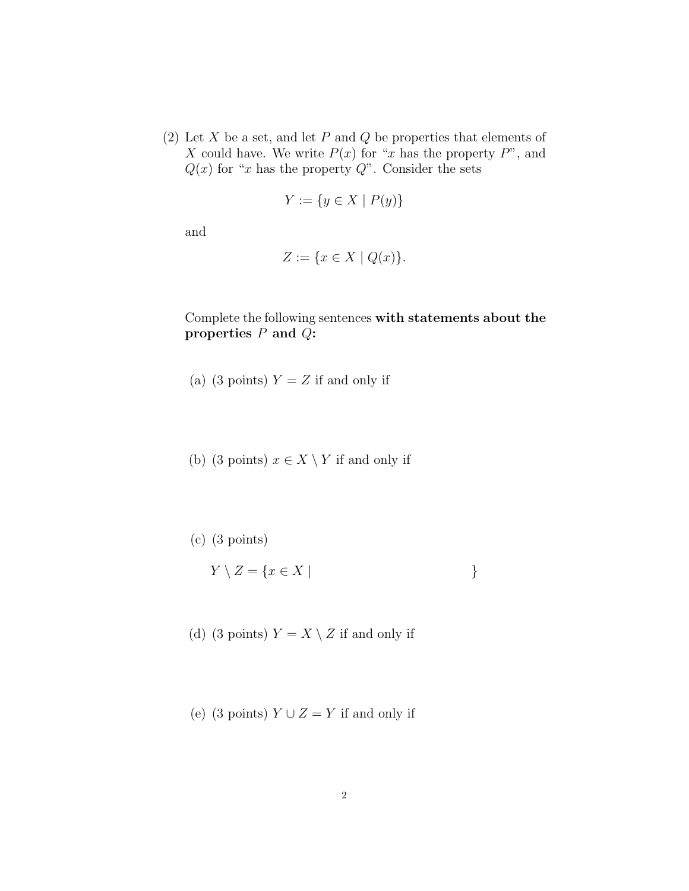(2) Let $X$ be a set, and let $P$ and $Q$ be properties that elements of $X$ could have. We write $P(x)$ for "$x$ has the property $P$", and $Q(x)$ for "$x$ has the property $Q$". Consider the sets

$$Y := \{y \in X \mid P(y)\}$$

and

$$Z := \{x \in X \mid Q(x)\}.$$

Complete the following sentences **with statements about the properties $P$ and $Q$:**

(a) (3 points) $Y = Z$ if and only if

(b) (3 points) $x \in X \setminus Y$ if and only if

(c) (3 points)

$$Y \setminus Z = \{x \in X \mid \qquad\qquad\qquad\qquad \}$$

(d) (3 points) $Y = X \setminus Z$ if and only if

(e) (3 points) $Y \cup Z = Y$ if and only if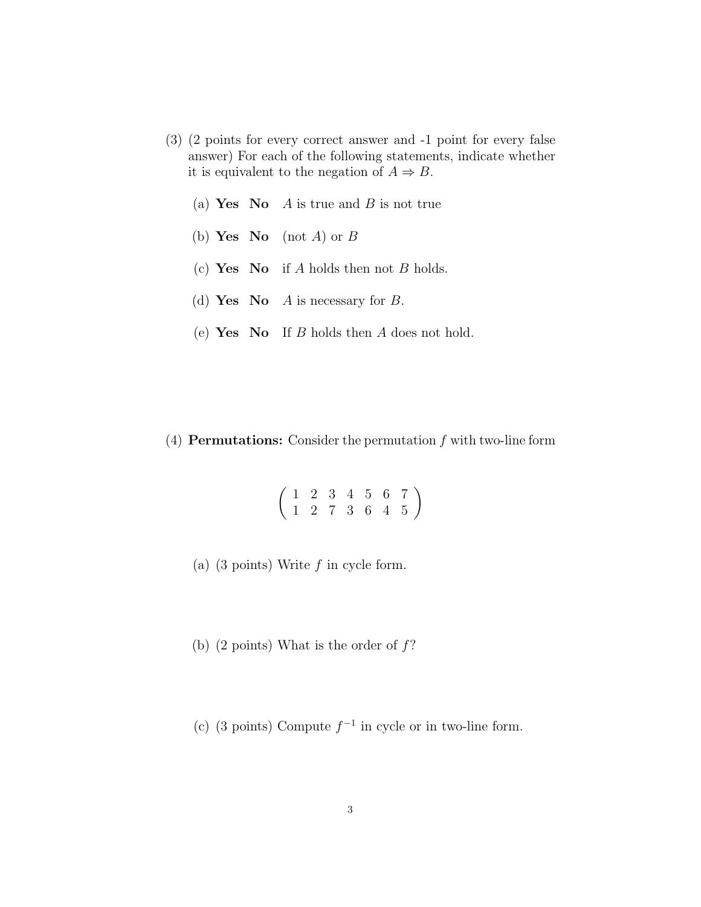(3) (2 points for every correct answer and -1 point for every false answer) For each of the following statements, indicate whether it is equivalent to the negation of $A \Rightarrow B$.

(a) **Yes** **No** $A$ is true and $B$ is not true

(b) **Yes** **No** (not $A$) or $B$

(c) **Yes** **No** if $A$ holds then not $B$ holds.

(d) **Yes** **No** $A$ is necessary for $B$.

(e) **Yes** **No** If $B$ holds then $A$ does not hold.

(4) **Permutations:** Consider the permutation $f$ with two-line form

$$\begin{pmatrix} 1 & 2 & 3 & 4 & 5 & 6 & 7 \\ 1 & 2 & 7 & 3 & 6 & 4 & 5 \end{pmatrix}$$

(a) (3 points) Write $f$ in cycle form.

(b) (2 points) What is the order of $f$?

(c) (3 points) Compute $f^{-1}$ in cycle or in two-line form.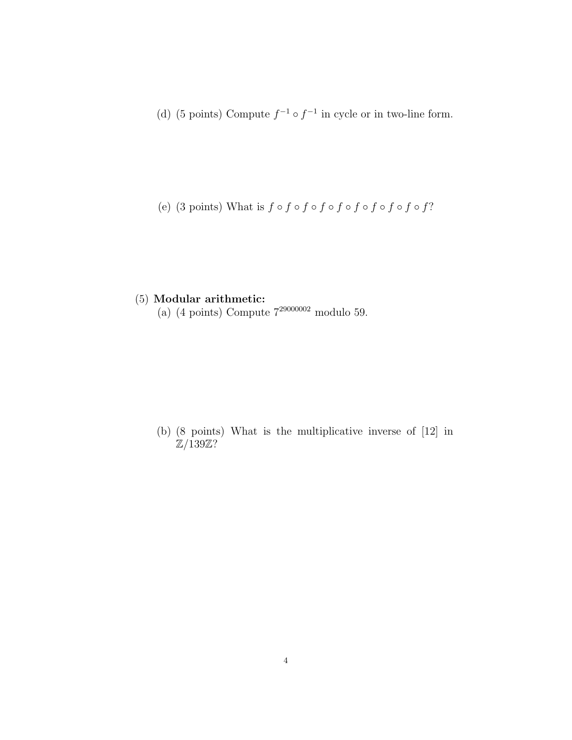(d) (5 points) Compute $f^{-1} \circ f^{-1}$ in cycle or in two-line form.

(e) (3 points) What is $f \circ f \circ f \circ f \circ f \circ f \circ f \circ f \circ f \circ f$?

(5) **Modular arithmetic:**

(a) (4 points) Compute $7^{29000002}$ modulo 59.

(b) (8 points) What is the multiplicative inverse of [12] in $\mathbb{Z}/139\mathbb{Z}$?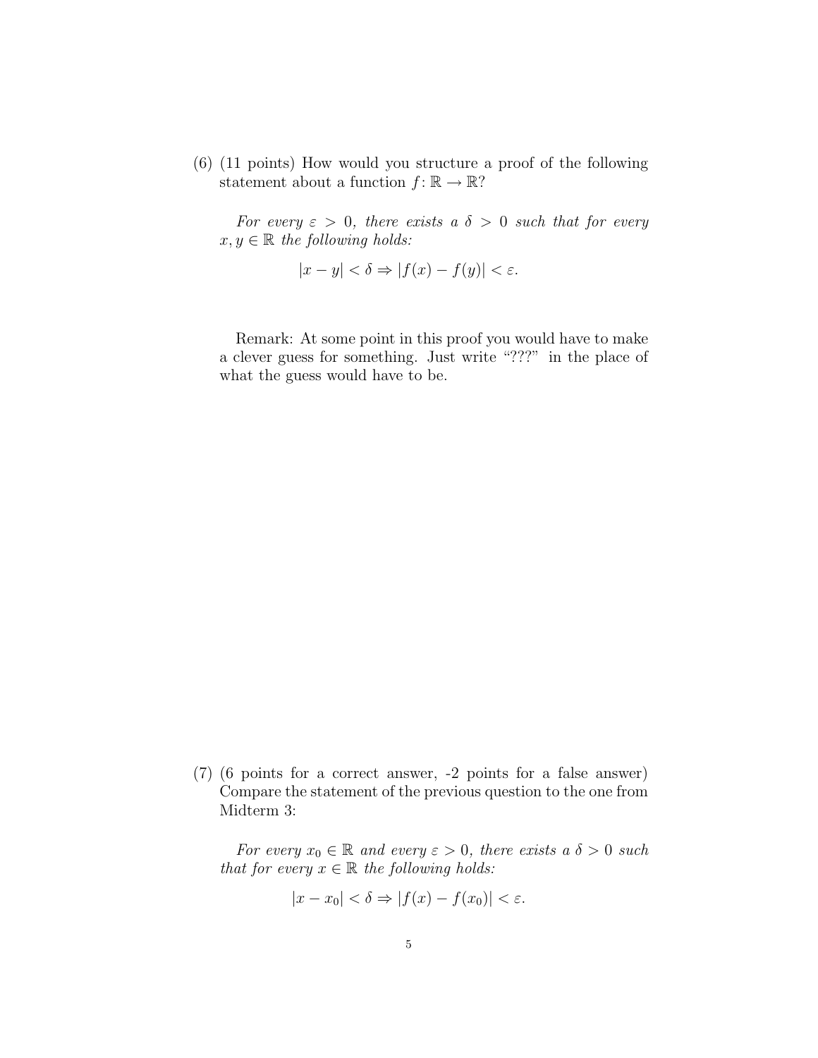(6) (11 points) How would you structure a proof of the following statement about a function $f\colon \mathbb{R} \to \mathbb{R}$?

*For every $\varepsilon > 0$, there exists a $\delta > 0$ such that for every $x, y \in \mathbb{R}$ the following holds:*

$$|x - y| < \delta \Rightarrow |f(x) - f(y)| < \varepsilon.$$

Remark: At some point in this proof you would have to make a clever guess for something. Just write "???" in the place of what the guess would have to be.

(7) (6 points for a correct answer, -2 points for a false answer) Compare the statement of the previous question to the one from Midterm 3:

*For every $x_0 \in \mathbb{R}$ and every $\varepsilon > 0$, there exists a $\delta > 0$ such that for every $x \in \mathbb{R}$ the following holds:*

$$|x - x_0| < \delta \Rightarrow |f(x) - f(x_0)| < \varepsilon.$$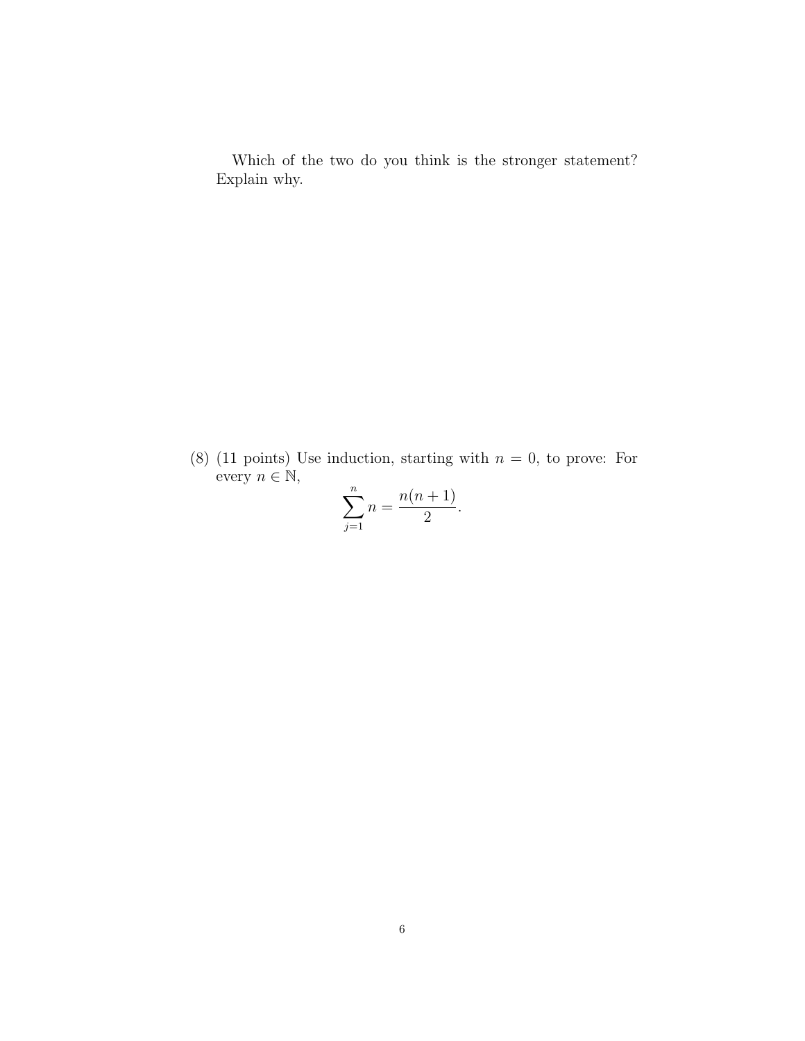Which of the two do you think is the stronger statement? Explain why.

(8) (11 points) Use induction, starting with $n = 0$, to prove: For every $n \in \mathbb{N}$,

$$\sum_{j=1}^{n} n = \frac{n(n+1)}{2}.$$